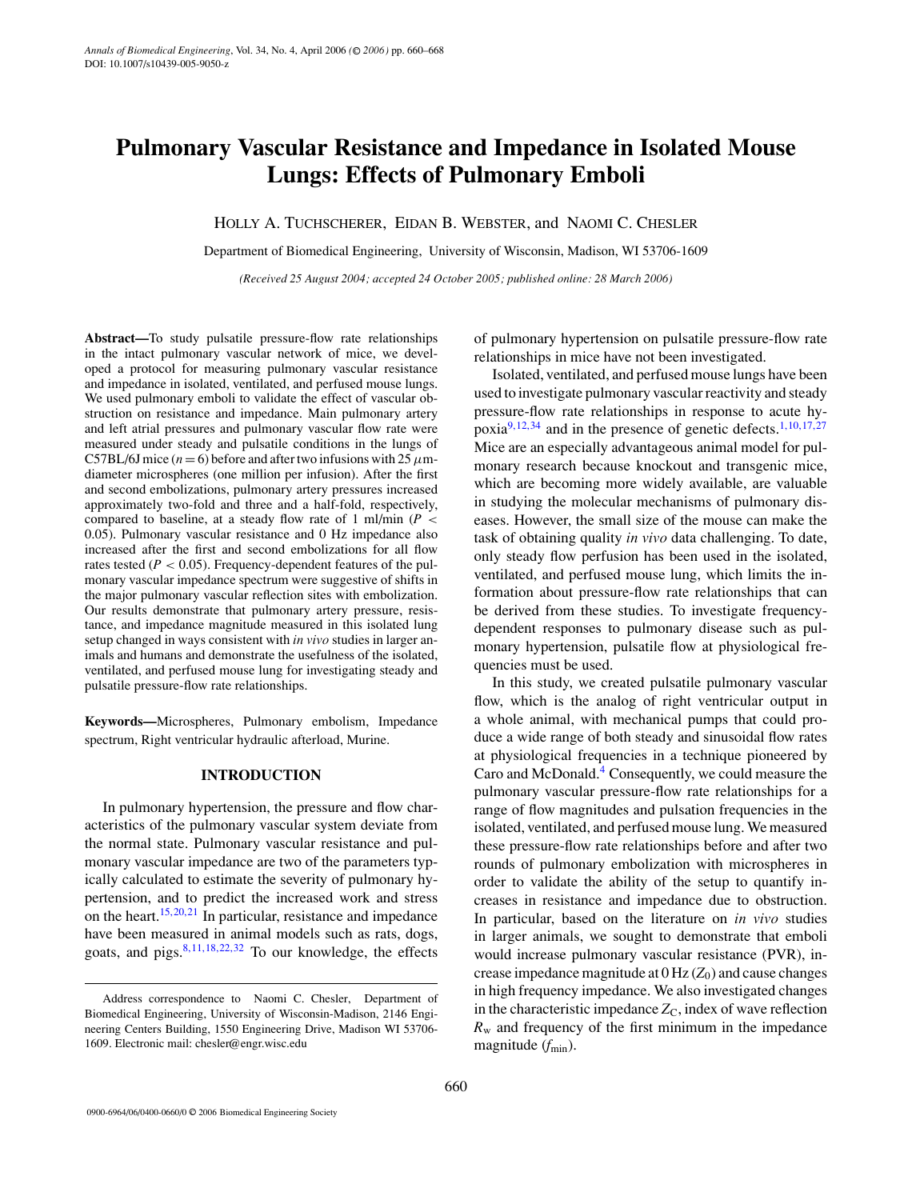# Pulmonary Vascular Resistance and Impedance in Isolated Mouse Lungs: Effects of Pulmonary Emboli

HOLLY A. TUCHSCHERER, EIDAN B. WEBSTER, and NAOMI C. CHESLER

Department of Biomedical Engineering, University of Wisconsin-Madison, Madison, WI 53706-1609

*(Received 25 August 2004; accepted 24 October 2005; published online: 28 March 2006)*

**Abstract—**To study pulsatile pressure-flow rate relationships in the intact pulmonary vascular network of mice, we developed a protocol for measuring pulmonary vascular resistance and impedance in isolated, ventilated, and perfused mouse lungs. We used pulmonary emboli to validate the effect of vascular obstruction on resistance and impedance. Main pulmonary artery and left atrial pressures and pulmonary vascular flow rate were measured under steady and pulsatile conditions in the lungs of C57BL/6J mice ($n = 6$) before and after two infusions with 25 $\mu$m-diameter microspheres (one million per infusion). After the first and second embolizations, pulmonary artery pressures increased approximately two-fold and three and a half-fold, respectively, compared to baseline, at a steady flow rate of 1 ml/min ($P < 0.05$). Pulmonary vascular resistance and 0 Hz impedance also increased after the first and second embolizations for all flow rates tested ($P < 0.05$). Frequency-dependent features of the pulmonary vascular impedance spectrum were suggestive of shifts in the major pulmonary vascular reflection sites with embolization. Our results demonstrate that pulmonary artery pressure, resistance, and impedance magnitude measured in this isolated lung setup changed in ways consistent with *in vivo* studies in larger animals and humans and demonstrate the usefulness of the isolated, ventilated, and perfused mouse lung for investigating steady and pulsatile pressure-flow rate relationships.

**Keywords—**Microspheres, Pulmonary embolism, Impedance spectrum, Right ventricular hydraulic afterload, Murine.

## INTRODUCTION

In pulmonary hypertension, the pressure and flow characteristics of the pulmonary vascular system deviate from the normal state. Pulmonary vascular resistance and pulmonary vascular impedance are two of the parameters typically calculated to estimate the severity of pulmonary hypertension, and to predict the increased work and stress on the heart.[15,20,21] In particular, resistance and impedance have been measured in animal models such as rats, dogs, goats, and pigs.[8,11,18,22,32] To our knowledge, the effects of pulmonary hypertension on pulsatile pressure-flow rate relationships in mice have not been investigated.

Isolated, ventilated, and perfused mouse lungs have been used to investigate pulmonary vascular reactivity and steady pressure-flow rate relationships in response to acute hypoxia[9,12,34] and in the presence of genetic defects.[1,10,17,27] Mice are an especially advantageous animal model for pulmonary research because knockout and transgenic mice, which are becoming more widely available, are valuable in studying the molecular mechanisms of pulmonary diseases. However, the small size of the mouse can make the task of obtaining quality *in vivo* data challenging. To date, only steady flow perfusion has been used in the isolated, ventilated, and perfused mouse lung, which limits the information about pressure-flow rate relationships that can be derived from these studies. To investigate frequency-dependent responses to pulmonary disease such as pulmonary hypertension, pulsatile flow at physiological frequencies must be used.

In this study, we created pulsatile pulmonary vascular flow, which is the analog of right ventricular output in a whole animal, with mechanical pumps that could produce a wide range of both steady and sinusoidal flow rates at physiological frequencies in a technique pioneered by Caro and McDonald.[4] Consequently, we could measure the pulmonary vascular pressure-flow rate relationships for a range of flow magnitudes and pulsation frequencies in the isolated, ventilated, and perfused mouse lung. We measured these pressure-flow rate relationships before and after two rounds of pulmonary embolization with microspheres in order to validate the ability of the setup to quantify increases in resistance and impedance due to obstruction. In particular, based on the literature on *in vivo* studies in larger animals, we sought to demonstrate that emboli would increase pulmonary vascular resistance (PVR), increase impedance magnitude at 0 Hz ($Z_0$) and cause changes in high frequency impedance. We also investigated changes in the characteristic impedance $Z_C$, index of wave reflection $R_w$ and frequency of the first minimum in the impedance magnitude ($f_{min}$).

Address correspondence to Naomi C. Chesler, Department of Biomedical Engineering, University of Wisconsin-Madison, 2146 Engineering Centers Building, 1550 Engineering Drive, Madison WI 53706-1609. Electronic mail: chesler@engr.wisc.edu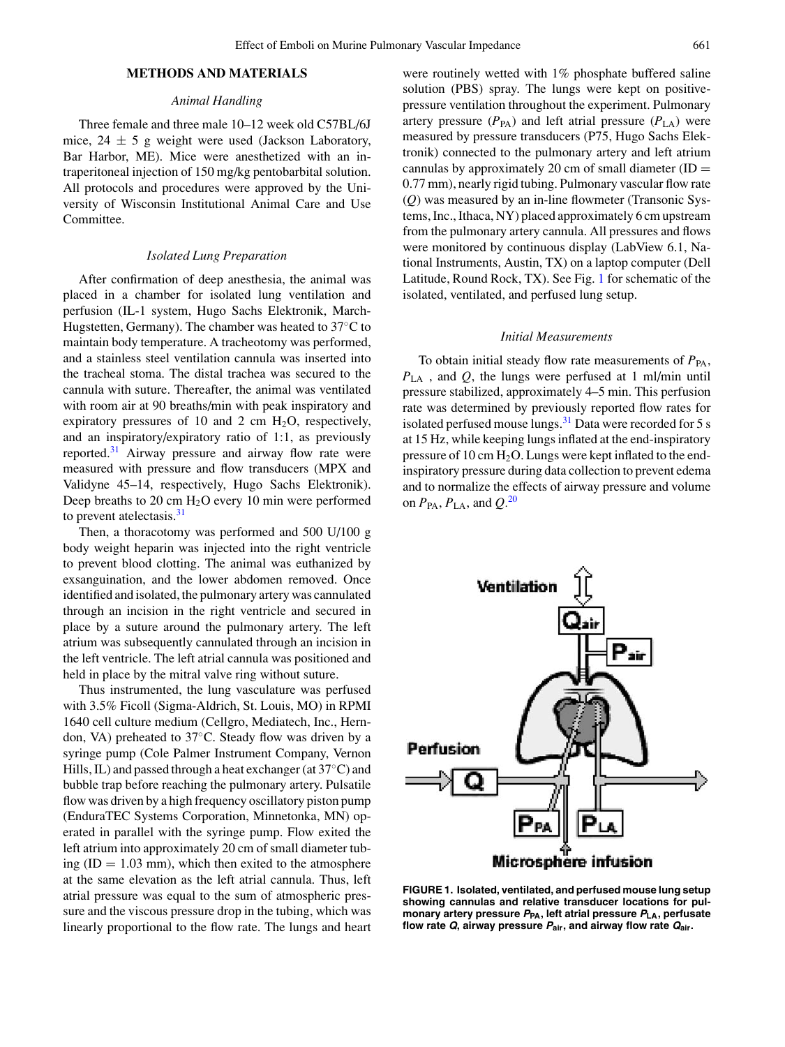## METHODS AND MATERIALS

### *Animal Handling*

Three female and three male 10–12 week old C57BL/6J mice, 24 ± 5 g weight were used (Jackson Laboratory, Bar Harbor, ME). Mice were anesthetized with an intraperitoneal injection of 150 mg/kg pentobarbital solution. All protocols and procedures were approved by the University of Wisconsin Institutional Animal Care and Use Committee.

### *Isolated Lung Preparation*

After confirmation of deep anesthesia, the animal was placed in a chamber for isolated lung ventilation and perfusion (IL-1 system, Hugo Sachs Elektronik, March-Hugstetten, Germany). The chamber was heated to 37°C to maintain body temperature. A tracheotomy was performed, and a stainless steel ventilation cannula was inserted into the tracheal stoma. The distal trachea was secured to the cannula with suture. Thereafter, the animal was ventilated with room air at 90 breaths/min with peak inspiratory and expiratory pressures of 10 and 2 cm $H_2O$, respectively, and an inspiratory/expiratory ratio of 1:1, as previously reported.[31] Airway pressure and airway flow rate were measured with pressure and flow transducers (MPX and Validyne 45–14, respectively, Hugo Sachs Elektronik). Deep breaths to 20 cm $H_2O$ every 10 min were performed to prevent atelectasis.[31]

Then, a thoracotomy was performed and 500 U/100 g body weight heparin was injected into the right ventricle to prevent blood clotting. The animal was euthanized by exsanguination, and the lower abdomen removed. Once identified and isolated, the pulmonary artery was cannulated through an incision in the right ventricle and secured in place by a suture around the pulmonary artery. The left atrium was subsequently cannulated through an incision in the left ventricle. The left atrial cannula was positioned and held in place by the mitral valve ring without suture.

Thus instrumented, the lung vasculature was perfused with 3.5% Ficoll (Sigma-Aldrich, St. Louis, MO) in RPMI 1640 cell culture medium (Cellgro, Mediatech, Inc., Herndon, VA) preheated to 37°C. Steady flow was driven by a syringe pump (Cole Palmer Instrument Company, Vernon Hills, IL) and passed through a heat exchanger (at 37°C) and bubble trap before reaching the pulmonary artery. Pulsatile flow was driven by a high frequency oscillatory piston pump (EnduraTEC Systems Corporation, Minnetonka, MN) operated in parallel with the syringe pump. Flow exited the left atrium into approximately 20 cm of small diameter tubing (ID = 1.03 mm), which then exited to the atmosphere at the same elevation as the left atrial cannula. Thus, left atrial pressure was equal to the sum of atmospheric pressure and the viscous pressure drop in the tubing, which was linearly proportional to the flow rate. The lungs and heart were routinely wetted with 1% phosphate buffered saline solution (PBS) spray. The lungs were kept on positive-pressure ventilation throughout the experiment. Pulmonary artery pressure ($P_{PA}$) and left atrial pressure ($P_{LA}$) were measured by pressure transducers (P75, Hugo Sachs Elektronik) connected to the pulmonary artery and left atrium cannulas by approximately 20 cm of small diameter (ID = 0.77 mm), nearly rigid tubing. Pulmonary vascular flow rate ($Q$) was measured by an in-line flowmeter (Transonic Systems, Inc., Ithaca, NY) placed approximately 6 cm upstream from the pulmonary artery cannula. All pressures and flows were monitored by continuous display (LabView 6.1, National Instruments, Austin, TX) on a laptop computer (Dell Latitude, Round Rock, TX). See Fig. 1 for schematic of the isolated, ventilated, and perfused lung setup.

### *Initial Measurements*

To obtain initial steady flow rate measurements of $P_{PA}$, $P_{LA}$ , and $Q$, the lungs were perfused at 1 ml/min until pressure stabilized, approximately 4–5 min. This perfusion rate was determined by previously reported flow rates for isolated perfused mouse lungs.[31] Data were recorded for 5 s at 15 Hz, while keeping lungs inflated at the end-inspiratory pressure of 10 cm $H_2O$. Lungs were kept inflated at the end-inspiratory pressure during data collection to prevent edema and to normalize the effects of airway pressure and volume on $P_{PA}$, $P_{LA}$, and $Q$.[20]

**FIGURE 1. Isolated, ventilated, and perfused mouse lung setup showing cannulas and relative transducer locations for pulmonary artery pressure $P_{PA}$, left atrial pressure $P_{LA}$, perfusate flow rate $Q$, airway pressure $P_{air}$, and airway flow rate $Q_{air}$.**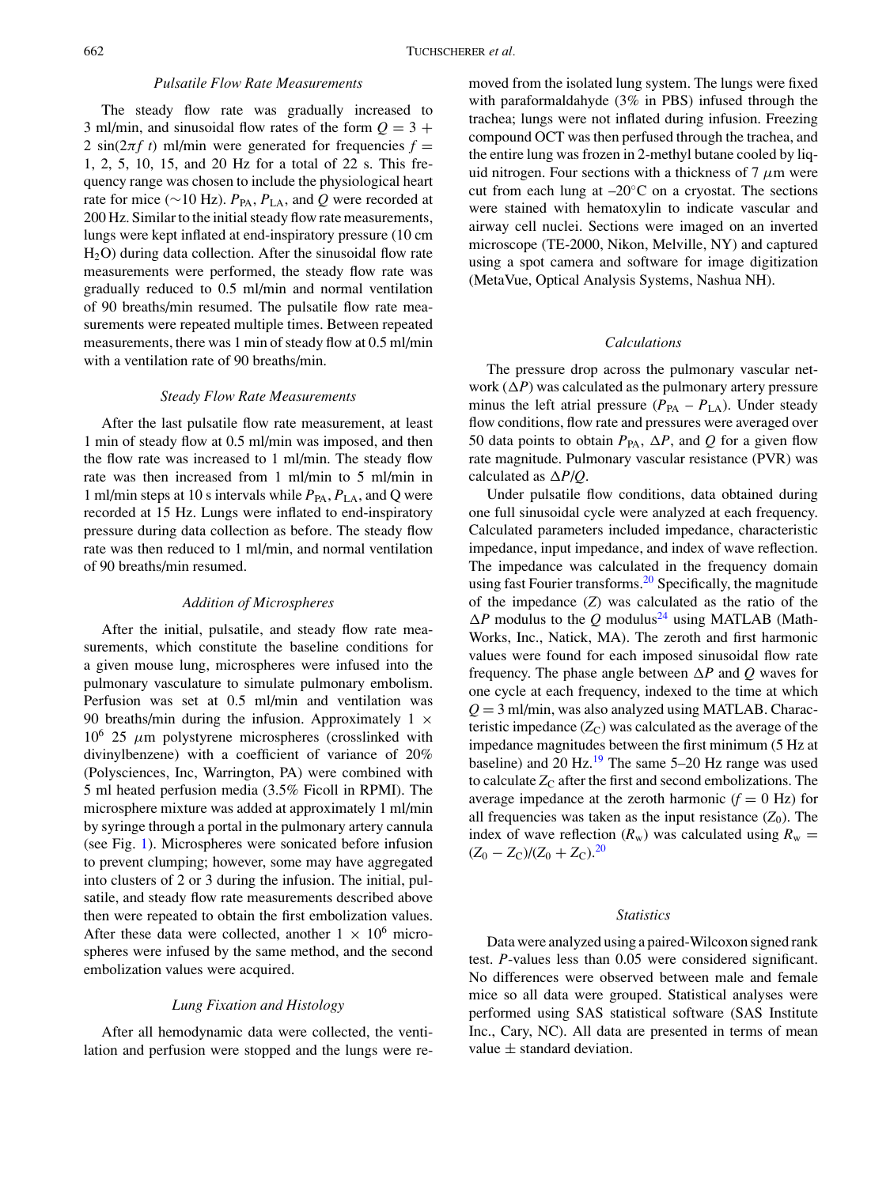### Pulsatile Flow Rate Measurements

The steady flow rate was gradually increased to 3 ml/min, and sinusoidal flow rates of the form $Q = 3 + 2\sin(2\pi f\,t)$ ml/min were generated for frequencies $f =$ 1, 2, 5, 10, 15, and 20 Hz for a total of 22 s. This frequency range was chosen to include the physiological heart rate for mice (~10 Hz). $P_{PA}$, $P_{LA}$, and $Q$ were recorded at 200 Hz. Similar to the initial steady flow rate measurements, lungs were kept inflated at end-inspiratory pressure (10 cm $H_2O$) during data collection. After the sinusoidal flow rate measurements were performed, the steady flow rate was gradually reduced to 0.5 ml/min and normal ventilation of 90 breaths/min resumed. The pulsatile flow rate measurements were repeated multiple times. Between repeated measurements, there was 1 min of steady flow at 0.5 ml/min with a ventilation rate of 90 breaths/min.

### Steady Flow Rate Measurements

After the last pulsatile flow rate measurement, at least 1 min of steady flow at 0.5 ml/min was imposed, and then the flow rate was increased to 1 ml/min. The steady flow rate was then increased from 1 ml/min to 5 ml/min in 1 ml/min steps at 10 s intervals while $P_{PA}$, $P_{LA}$, and Q were recorded at 15 Hz. Lungs were inflated to end-inspiratory pressure during data collection as before. The steady flow rate was then reduced to 1 ml/min, and normal ventilation of 90 breaths/min resumed.

### Addition of Microspheres

After the initial, pulsatile, and steady flow rate measurements, which constitute the baseline conditions for a given mouse lung, microspheres were infused into the pulmonary vasculature to simulate pulmonary embolism. Perfusion was set at 0.5 ml/min and ventilation was 90 breaths/min during the infusion. Approximately $1 \times 10^6$ 25 $\mu$m polystyrene microspheres (crosslinked with divinylbenzene) with a coefficient of variance of 20% (Polysciences, Inc, Warrington, PA) were combined with 5 ml heated perfusion media (3.5% Ficoll in RPMI). The microsphere mixture was added at approximately 1 ml/min by syringe through a portal in the pulmonary artery cannula (see Fig. 1). Microspheres were sonicated before infusion to prevent clumping; however, some may have aggregated into clusters of 2 or 3 during the infusion. The initial, pulsatile, and steady flow rate measurements described above then were repeated to obtain the first embolization values. After these data were collected, another $1 \times 10^6$ microspheres were infused by the same method, and the second embolization values were acquired.

### Lung Fixation and Histology

After all hemodynamic data were collected, the ventilation and perfusion were stopped and the lungs were removed from the isolated lung system. The lungs were fixed with paraformaldahyde (3% in PBS) infused through the trachea; lungs were not inflated during infusion. Freezing compound OCT was then perfused through the trachea, and the entire lung was frozen in 2-methyl butane cooled by liquid nitrogen. Four sections with a thickness of 7 $\mu$m were cut from each lung at –20°C on a cryostat. The sections were stained with hematoxylin to indicate vascular and airway cell nuclei. Sections were imaged on an inverted microscope (TE-2000, Nikon, Melville, NY) and captured using a spot camera and software for image digitization (MetaVue, Optical Analysis Systems, Nashua NH).

### Calculations

The pressure drop across the pulmonary vascular network ($\Delta P$) was calculated as the pulmonary artery pressure minus the left atrial pressure ($P_{PA} - P_{LA}$). Under steady flow conditions, flow rate and pressures were averaged over 50 data points to obtain $P_{PA}$, $\Delta P$, and $Q$ for a given flow rate magnitude. Pulmonary vascular resistance (PVR) was calculated as $\Delta P/Q$.

Under pulsatile flow conditions, data obtained during one full sinusoidal cycle were analyzed at each frequency. Calculated parameters included impedance, characteristic impedance, input impedance, and index of wave reflection. The impedance was calculated in the frequency domain using fast Fourier transforms.[20] Specifically, the magnitude of the impedance ($Z$) was calculated as the ratio of the $\Delta P$ modulus to the $Q$ modulus[24] using MATLAB (MathWorks, Inc., Natick, MA). The zeroth and first harmonic values were found for each imposed sinusoidal flow rate frequency. The phase angle between $\Delta P$ and $Q$ waves for one cycle at each frequency, indexed to the time at which $Q = 3$ ml/min, was also analyzed using MATLAB. Characteristic impedance ($Z_C$) was calculated as the average of the impedance magnitudes between the first minimum (5 Hz at baseline) and 20 Hz.[19] The same 5–20 Hz range was used to calculate $Z_C$ after the first and second embolizations. The average impedance at the zeroth harmonic ($f = 0$ Hz) for all frequencies was taken as the input resistance ($Z_0$). The index of wave reflection ($R_w$) was calculated using $R_w = (Z_0 - Z_C)/(Z_0 + Z_C)$.[20]

### Statistics

Data were analyzed using a paired-Wilcoxon signed rank test. $P$-values less than 0.05 were considered significant. No differences were observed between male and female mice so all data were grouped. Statistical analyses were performed using SAS statistical software (SAS Institute Inc., Cary, NC). All data are presented in terms of mean value ± standard deviation.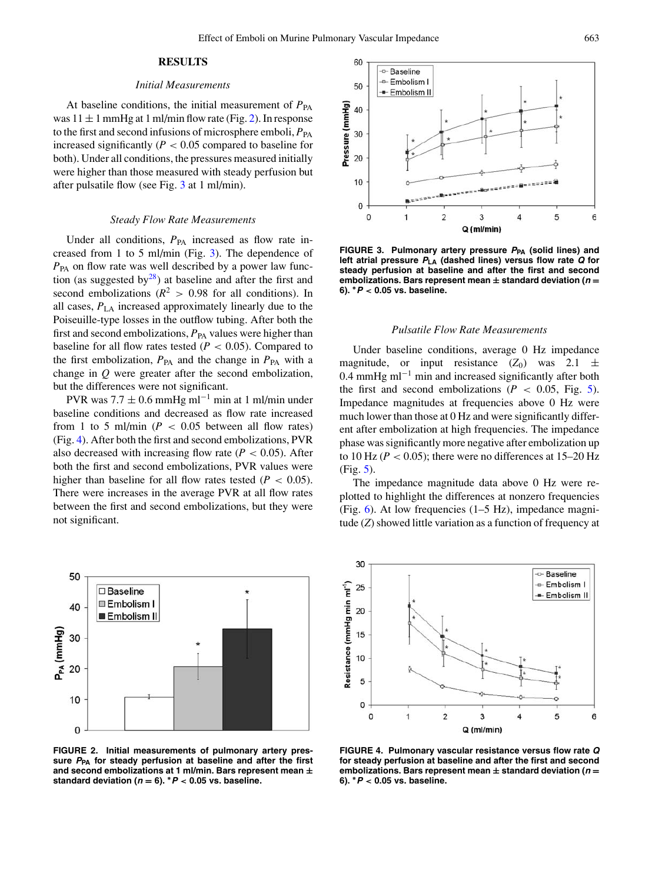## RESULTS

### Initial Measurements

At baseline conditions, the initial measurement of $P_{PA}$ was $11 \pm 1$ mmHg at 1 ml/min flow rate (Fig. 2). In response to the first and second infusions of microsphere emboli, $P_{PA}$ increased significantly ($P < 0.05$ compared to baseline for both). Under all conditions, the pressures measured initially were higher than those measured with steady perfusion but after pulsatile flow (see Fig. 3 at 1 ml/min).

### Steady Flow Rate Measurements

Under all conditions, $P_{PA}$ increased as flow rate increased from 1 to 5 ml/min (Fig. 3). The dependence of $P_{PA}$ on flow rate was well described by a power law function (as suggested by[28]) at baseline and after the first and second embolizations ($R^2 > 0.98$ for all conditions). In all cases, $P_{LA}$ increased approximately linearly due to the Poiseuille-type losses in the outflow tubing. After both the first and second embolizations, $P_{PA}$ values were higher than baseline for all flow rates tested ($P < 0.05$). Compared to the first embolization, $P_{PA}$ and the change in $P_{PA}$ with a change in $Q$ were greater after the second embolization, but the differences were not significant.

PVR was $7.7 \pm 0.6$ mmHg ml$^{-1}$ min at 1 ml/min under baseline conditions and decreased as flow rate increased from 1 to 5 ml/min ($P < 0.05$ between all flow rates) (Fig. 4). After both the first and second embolizations, PVR also decreased with increasing flow rate ($P < 0.05$). After both the first and second embolizations, PVR values were higher than baseline for all flow rates tested ($P < 0.05$). There were increases in the average PVR at all flow rates between the first and second embolizations, but they were not significant.

**FIGURE 3. Pulmonary artery pressure $P_{PA}$ (solid lines) and left atrial pressure $P_{LA}$ (dashed lines) versus flow rate $Q$ for steady perfusion at baseline and after the first and second embolizations. Bars represent mean ± standard deviation ($n = 6$). \*$P < 0.05$ vs. baseline.**

### Pulsatile Flow Rate Measurements

Under baseline conditions, average 0 Hz impedance magnitude, or input resistance ($Z_0$) was $2.1 \pm 0.4$ mmHg ml$^{-1}$ min and increased significantly after both the first and second embolizations ($P < 0.05$, Fig. 5). Impedance magnitudes at frequencies above 0 Hz were much lower than those at 0 Hz and were significantly different after embolization at high frequencies. The impedance phase was significantly more negative after embolization up to 10 Hz ($P < 0.05$); there were no differences at 15–20 Hz (Fig. 5).

The impedance magnitude data above 0 Hz were replotted to highlight the differences at nonzero frequencies (Fig. 6). At low frequencies (1–5 Hz), impedance magnitude ($Z$) showed little variation as a function of frequency at

**FIGURE 2. Initial measurements of pulmonary artery pressure $P_{PA}$ for steady perfusion at baseline and after the first and second embolizations at 1 ml/min. Bars represent mean ± standard deviation ($n = 6$). \*$P < 0.05$ vs. baseline.**

**FIGURE 4. Pulmonary vascular resistance versus flow rate $Q$ for steady perfusion at baseline and after the first and second embolizations. Bars represent mean ± standard deviation ($n = 6$). \*$P < 0.05$ vs. baseline.**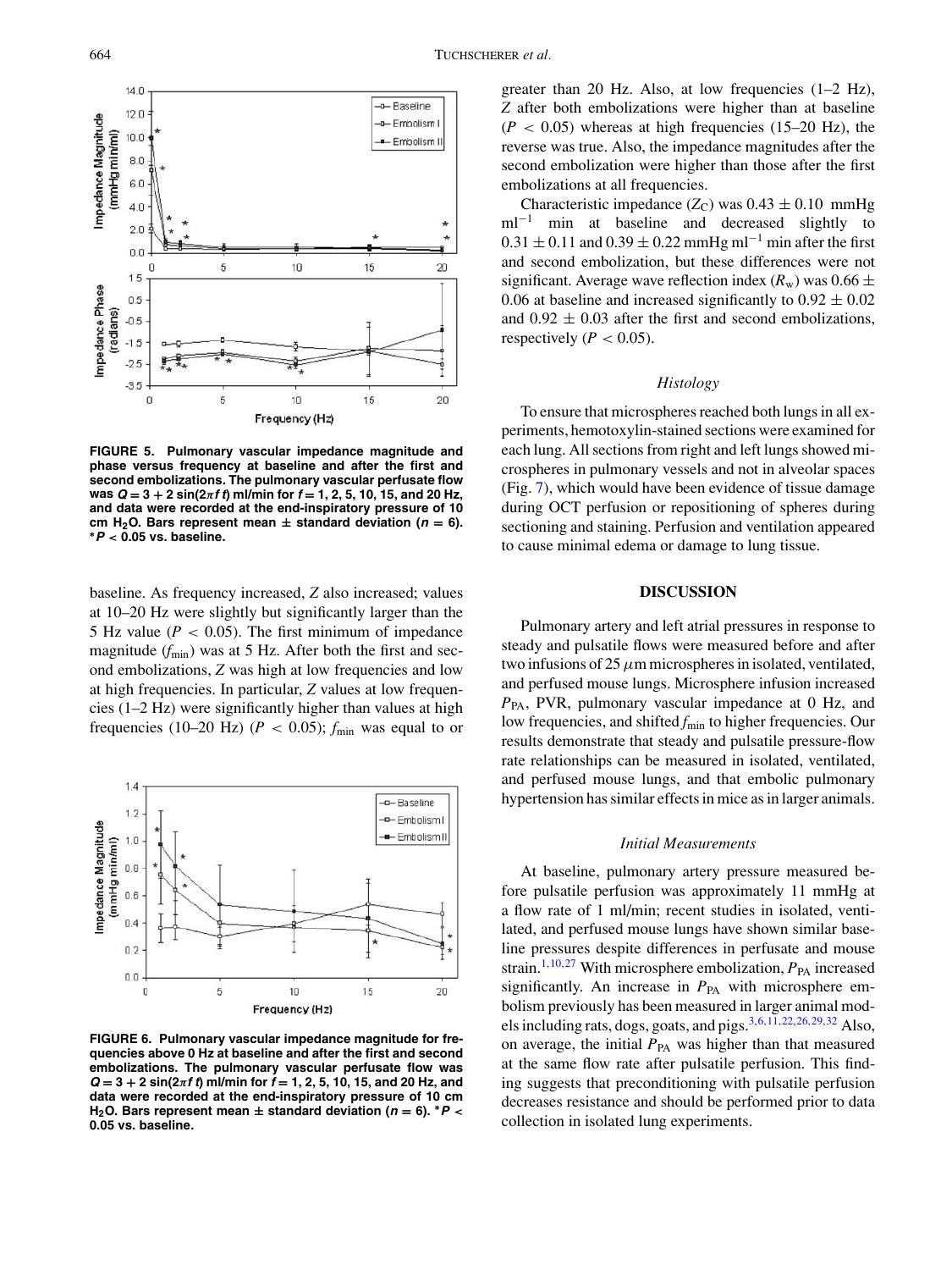**FIGURE 5. Pulmonary vascular impedance magnitude and phase versus frequency at baseline and after the first and second embolizations. The pulmonary vascular perfusate flow was $Q = 3 + 2\sin(2\pi f t)$ ml/min for $f = 1, 2, 5, 10, 15$, and 20 Hz, and data were recorded at the end-inspiratory pressure of 10 cm $H_2O$. Bars represent mean ± standard deviation ($n = 6$). *$P < 0.05$ vs. baseline.**

baseline. As frequency increased, $Z$ also increased; values at 10–20 Hz were slightly but significantly larger than the 5 Hz value ($P < 0.05$). The first minimum of impedance magnitude ($f_{min}$) was at 5 Hz. After both the first and second embolizations, $Z$ was high at low frequencies and low at high frequencies. In particular, $Z$ values at low frequencies (1–2 Hz) were significantly higher than values at high frequencies (10–20 Hz) ($P < 0.05$); $f_{min}$ was equal to or

**FIGURE 6. Pulmonary vascular impedance magnitude for frequencies above 0 Hz at baseline and after the first and second embolizations. The pulmonary vascular perfusate flow was $Q = 3 + 2\sin(2\pi f t)$ ml/min for $f = 1, 2, 5, 10, 15$, and 20 Hz, and data were recorded at the end-inspiratory pressure of 10 cm $H_2O$. Bars represent mean ± standard deviation ($n = 6$). *$P < 0.05$ vs. baseline.**

greater than 20 Hz. Also, at low frequencies (1–2 Hz), $Z$ after both embolizations were higher than at baseline ($P < 0.05$) whereas at high frequencies (15–20 Hz), the reverse was true. Also, the impedance magnitudes after the second embolization were higher than those after the first embolizations at all frequencies.

Characteristic impedance ($Z_C$) was $0.43 \pm 0.10$ mmHg ml$^{-1}$ min at baseline and decreased slightly to $0.31 \pm 0.11$ and $0.39 \pm 0.22$ mmHg ml$^{-1}$ min after the first and second embolization, but these differences were not significant. Average wave reflection index ($R_w$) was $0.66 \pm 0.06$ at baseline and increased significantly to $0.92 \pm 0.02$ and $0.92 \pm 0.03$ after the first and second embolizations, respectively ($P < 0.05$).

### *Histology*

To ensure that microspheres reached both lungs in all experiments, hemotoxylin-stained sections were examined for each lung. All sections from right and left lungs showed microspheres in pulmonary vessels and not in alveolar spaces (Fig. 7), which would have been evidence of tissue damage during OCT perfusion or repositioning of spheres during sectioning and staining. Perfusion and ventilation appeared to cause minimal edema or damage to lung tissue.

## DISCUSSION

Pulmonary artery and left atrial pressures in response to steady and pulsatile flows were measured before and after two infusions of 25 $\mu$m microspheres in isolated, ventilated, and perfused mouse lungs. Microsphere infusion increased $P_{PA}$, PVR, pulmonary vascular impedance at 0 Hz, and low frequencies, and shifted $f_{min}$ to higher frequencies. Our results demonstrate that steady and pulsatile pressure-flow rate relationships can be measured in isolated, ventilated, and perfused mouse lungs, and that embolic pulmonary hypertension has similar effects in mice as in larger animals.

### *Initial Measurements*

At baseline, pulmonary artery pressure measured before pulsatile perfusion was approximately 11 mmHg at a flow rate of 1 ml/min; recent studies in isolated, ventilated, and perfused mouse lungs have shown similar baseline pressures despite differences in perfusate and mouse strain.[1,10,27] With microsphere embolization, $P_{PA}$ increased significantly. An increase in $P_{PA}$ with microsphere embolism previously has been measured in larger animal models including rats, dogs, goats, and pigs.[3,6,11,22,26,29,32] Also, on average, the initial $P_{PA}$ was higher than that measured at the same flow rate after pulsatile perfusion. This finding suggests that preconditioning with pulsatile perfusion decreases resistance and should be performed prior to data collection in isolated lung experiments.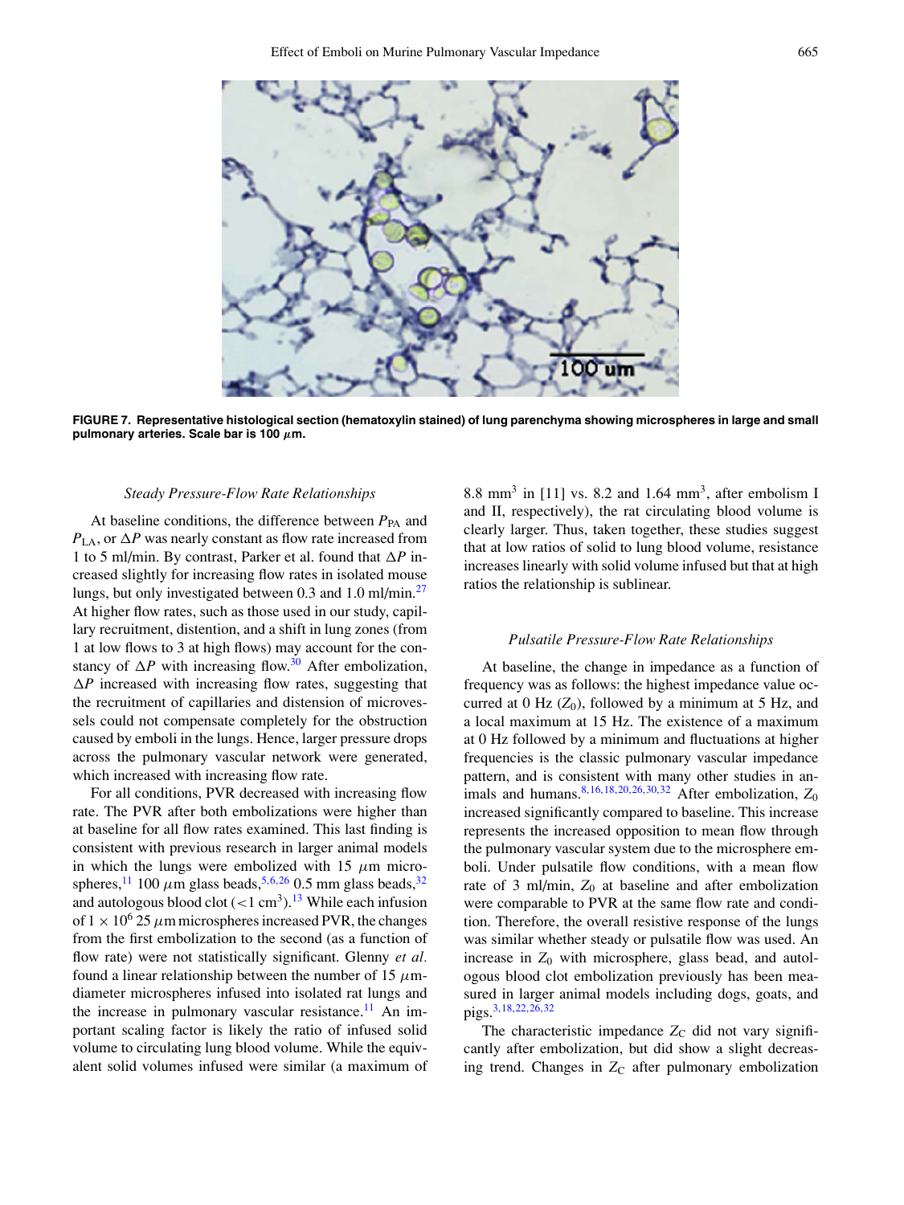FIGURE 7. Representative histological section (hematoxylin stained) of lung parenchyma showing microspheres in large and small pulmonary arteries. Scale bar is 100 $\mu$m.

### *Steady Pressure-Flow Rate Relationships*

At baseline conditions, the difference between $P_{PA}$ and $P_{LA}$, or $\Delta P$ was nearly constant as flow rate increased from 1 to 5 ml/min. By contrast, Parker et al. found that $\Delta P$ increased slightly for increasing flow rates in isolated mouse lungs, but only investigated between 0.3 and 1.0 ml/min.[27] At higher flow rates, such as those used in our study, capillary recruitment, distention, and a shift in lung zones (from 1 at low flows to 3 at high flows) may account for the constancy of $\Delta P$ with increasing flow.[30] After embolization, $\Delta P$ increased with increasing flow rates, suggesting that the recruitment of capillaries and distension of microvessels could not compensate completely for the obstruction caused by emboli in the lungs. Hence, larger pressure drops across the pulmonary vascular network were generated, which increased with increasing flow rate.

For all conditions, PVR decreased with increasing flow rate. The PVR after both embolizations were higher than at baseline for all flow rates examined. This last finding is consistent with previous research in larger animal models in which the lungs were embolized with 15 $\mu$m microspheres,[11] 100 $\mu$m glass beads,[5,6,26] 0.5 mm glass beads,[32] and autologous blood clot ($<1$ cm$^3$).[13] While each infusion of $1 \times 10^6$ 25 $\mu$m microspheres increased PVR, the changes from the first embolization to the second (as a function of flow rate) were not statistically significant. Glenny *et al.* found a linear relationship between the number of 15 $\mu$m-diameter microspheres infused into isolated rat lungs and the increase in pulmonary vascular resistance.[11] An important scaling factor is likely the ratio of infused solid volume to circulating lung blood volume. While the equivalent solid volumes infused were similar (a maximum of 8.8 mm$^3$ in [11] vs. 8.2 and 1.64 mm$^3$, after embolism I and II, respectively), the rat circulating blood volume is clearly larger. Thus, taken together, these studies suggest that at low ratios of solid to lung blood volume, resistance increases linearly with solid volume infused but that at high ratios the relationship is sublinear.

### *Pulsatile Pressure-Flow Rate Relationships*

At baseline, the change in impedance as a function of frequency was as follows: the highest impedance value occurred at 0 Hz ($Z_0$), followed by a minimum at 5 Hz, and a local maximum at 15 Hz. The existence of a maximum at 0 Hz followed by a minimum and fluctuations at higher frequencies is the classic pulmonary vascular impedance pattern, and is consistent with many other studies in animals and humans.[8,16,18,20,26,30,32] After embolization, $Z_0$ increased significantly compared to baseline. This increase represents the increased opposition to mean flow through the pulmonary vascular system due to the microsphere emboli. Under pulsatile flow conditions, with a mean flow rate of 3 ml/min, $Z_0$ at baseline and after embolization were comparable to PVR at the same flow rate and condition. Therefore, the overall resistive response of the lungs was similar whether steady or pulsatile flow was used. An increase in $Z_0$ with microsphere, glass bead, and autologous blood clot embolization previously has been measured in larger animal models including dogs, goats, and pigs.[3,18,22,26,32]

The characteristic impedance $Z_C$ did not vary significantly after embolization, but did show a slight decreasing trend. Changes in $Z_C$ after pulmonary embolization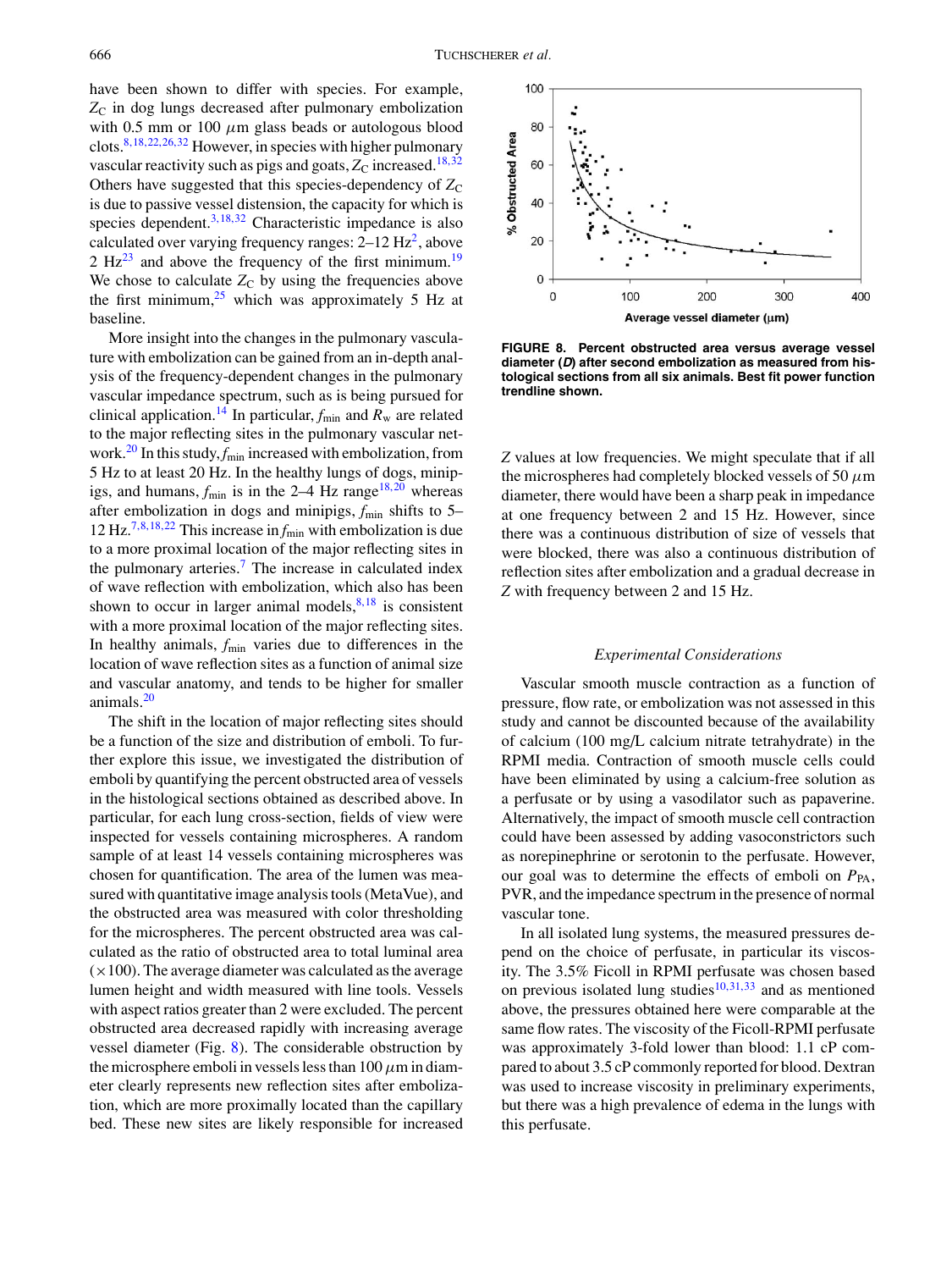have been shown to differ with species. For example, $Z_C$ in dog lungs decreased after pulmonary embolization with 0.5 mm or 100 $\mu$m glass beads or autologous blood clots.[8,18,22,26,32] However, in species with higher pulmonary vascular reactivity such as pigs and goats, $Z_C$ increased.[18,32] Others have suggested that this species-dependency of $Z_C$ is due to passive vessel distension, the capacity for which is species dependent.[3,18,32] Characteristic impedance is also calculated over varying frequency ranges: 2–12 Hz[2], above 2 Hz[23] and above the frequency of the first minimum.[19] We chose to calculate $Z_C$ by using the frequencies above the first minimum,[25] which was approximately 5 Hz at baseline.

More insight into the changes in the pulmonary vasculature with embolization can be gained from an in-depth analysis of the frequency-dependent changes in the pulmonary vascular impedance spectrum, such as is being pursued for clinical application.[14] In particular, $f_{min}$ and $R_w$ are related to the major reflecting sites in the pulmonary vascular network.[20] In this study, $f_{min}$ increased with embolization, from 5 Hz to at least 20 Hz. In the healthy lungs of dogs, minipigs, and humans, $f_{min}$ is in the 2–4 Hz range[18,20] whereas after embolization in dogs and minipigs, $f_{min}$ shifts to 5–12 Hz.[7,8,18,22] This increase in $f_{min}$ with embolization is due to a more proximal location of the major reflecting sites in the pulmonary arteries.[7] The increase in calculated index of wave reflection with embolization, which also has been shown to occur in larger animal models,[8,18] is consistent with a more proximal location of the major reflecting sites. In healthy animals, $f_{min}$ varies due to differences in the location of wave reflection sites as a function of animal size and vascular anatomy, and tends to be higher for smaller animals.[20]

The shift in the location of major reflecting sites should be a function of the size and distribution of emboli. To further explore this issue, we investigated the distribution of emboli by quantifying the percent obstructed area of vessels in the histological sections obtained as described above. In particular, for each lung cross-section, fields of view were inspected for vessels containing microspheres. A random sample of at least 14 vessels containing microspheres was chosen for quantification. The area of the lumen was measured with quantitative image analysis tools (MetaVue), and the obstructed area was measured with color thresholding for the microspheres. The percent obstructed area was calculated as the ratio of obstructed area to total luminal area ($\times$100). The average diameter was calculated as the average lumen height and width measured with line tools. Vessels with aspect ratios greater than 2 were excluded. The percent obstructed area decreased rapidly with increasing average vessel diameter (Fig. 8). The considerable obstruction by the microsphere emboli in vessels less than 100 $\mu$m in diameter clearly represents new reflection sites after embolization, which are more proximally located than the capillary bed. These new sites are likely responsible for increased $Z$ values at low frequencies. We might speculate that if all the microspheres had completely blocked vessels of 50 $\mu$m diameter, there would have been a sharp peak in impedance at one frequency between 2 and 15 Hz. However, since there was a continuous distribution of size of vessels that were blocked, there was also a continuous distribution of reflection sites after embolization and a gradual decrease in $Z$ with frequency between 2 and 15 Hz.

**FIGURE 8. Percent obstructed area versus average vessel diameter (*D*) after second embolization as measured from histological sections from all six animals. Best fit power function trendline shown.**

### Experimental Considerations

Vascular smooth muscle contraction as a function of pressure, flow rate, or embolization was not assessed in this study and cannot be discounted because of the availability of calcium (100 mg/L calcium nitrate tetrahydrate) in the RPMI media. Contraction of smooth muscle cells could have been eliminated by using a calcium-free solution as a perfusate or by using a vasodilator such as papaverine. Alternatively, the impact of smooth muscle cell contraction could have been assessed by adding vasoconstrictors such as norepinephrine or serotonin to the perfusate. However, our goal was to determine the effects of emboli on $P_{PA}$, PVR, and the impedance spectrum in the presence of normal vascular tone.

In all isolated lung systems, the measured pressures depend on the choice of perfusate, in particular its viscosity. The 3.5% Ficoll in RPMI perfusate was chosen based on previous isolated lung studies[10,31,33] and as mentioned above, the pressures obtained here were comparable at the same flow rates. The viscosity of the Ficoll-RPMI perfusate was approximately 3-fold lower than blood: 1.1 cP compared to about 3.5 cP commonly reported for blood. Dextran was used to increase viscosity in preliminary experiments, but there was a high prevalence of edema in the lungs with this perfusate.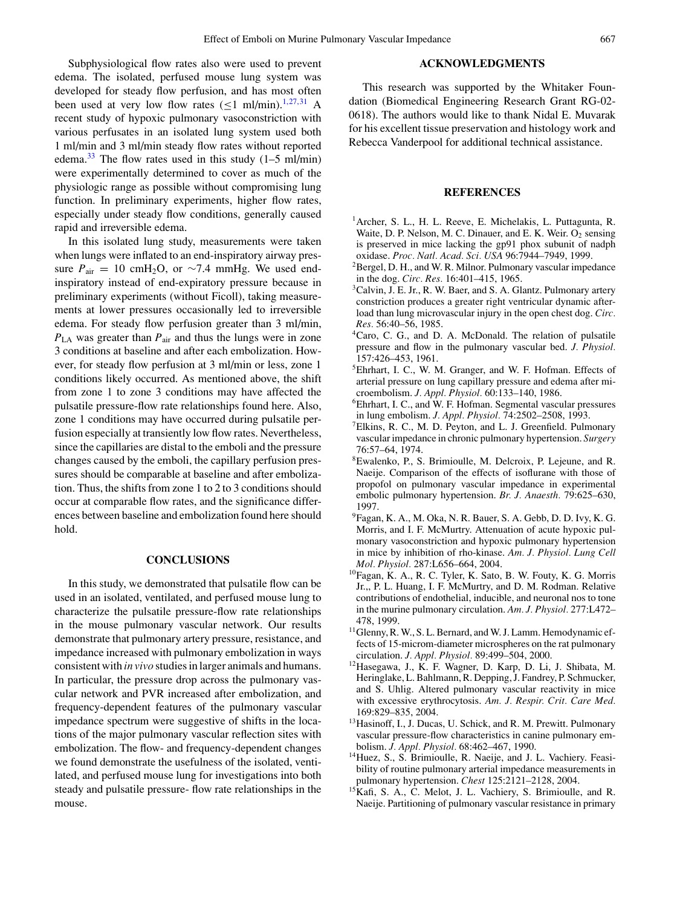Subphysiological flow rates also were used to prevent edema. The isolated, perfused mouse lung system was developed for steady flow perfusion, and has most often been used at very low flow rates (≤1 ml/min).[1,27,31] A recent study of hypoxic pulmonary vasoconstriction with various perfusates in an isolated lung system used both 1 ml/min and 3 ml/min steady flow rates without reported edema.[33] The flow rates used in this study (1–5 ml/min) were experimentally determined to cover as much of the physiologic range as possible without compromising lung function. In preliminary experiments, higher flow rates, especially under steady flow conditions, generally caused rapid and irreversible edema.

In this isolated lung study, measurements were taken when lungs were inflated to an end-inspiratory airway pressure $P_{air}$ = 10 cmH$_2$O, or ∼7.4 mmHg. We used end-inspiratory instead of end-expiratory pressure because in preliminary experiments (without Ficoll), taking measurements at lower pressures occasionally led to irreversible edema. For steady flow perfusion greater than 3 ml/min, $P_{LA}$ was greater than $P_{air}$ and thus the lungs were in zone 3 conditions at baseline and after each embolization. However, for steady flow perfusion at 3 ml/min or less, zone 1 conditions likely occurred. As mentioned above, the shift from zone 1 to zone 3 conditions may have affected the pulsatile pressure-flow rate relationships found here. Also, zone 1 conditions may have occurred during pulsatile perfusion especially at transiently low flow rates. Nevertheless, since the capillaries are distal to the emboli and the pressure changes caused by the emboli, the capillary perfusion pressures should be comparable at baseline and after embolization. Thus, the shifts from zone 1 to 2 to 3 conditions should occur at comparable flow rates, and the significance differences between baseline and embolization found here should hold.

## CONCLUSIONS

In this study, we demonstrated that pulsatile flow can be used in an isolated, ventilated, and perfused mouse lung to characterize the pulsatile pressure-flow rate relationships in the mouse pulmonary vascular network. Our results demonstrate that pulmonary artery pressure, resistance, and impedance increased with pulmonary embolization in ways consistent with *in vivo* studies in larger animals and humans. In particular, the pressure drop across the pulmonary vascular network and PVR increased after embolization, and frequency-dependent features of the pulmonary vascular impedance spectrum were suggestive of shifts in the locations of the major pulmonary vascular reflection sites with embolization. The flow- and frequency-dependent changes we found demonstrate the usefulness of the isolated, ventilated, and perfused mouse lung for investigations into both steady and pulsatile pressure- flow rate relationships in the mouse.

## ACKNOWLEDGMENTS

This research was supported by the Whitaker Foundation (Biomedical Engineering Research Grant RG-02-0618). The authors would like to thank Nidal E. Muvarak for his excellent tissue preservation and histology work and Rebecca Vanderpool for additional technical assistance.

## REFERENCES

[1] Archer, S. L., H. L. Reeve, E. Michelakis, L. Puttagunta, R. Waite, D. P. Nelson, M. C. Dinauer, and E. K. Weir. $O_2$ sensing is preserved in mice lacking the gp91 phox subunit of nadph oxidase. *Proc. Natl. Acad. Sci. USA* 96:7944–7949, 1999.

[2] Bergel, D. H., and W. R. Milnor. Pulmonary vascular impedance in the dog. *Circ. Res.* 16:401–415, 1965.

[3] Calvin, J. E. Jr., R. W. Baer, and S. A. Glantz. Pulmonary artery constriction produces a greater right ventricular dynamic afterload than lung microvascular injury in the open chest dog. *Circ. Res.* 56:40–56, 1985.

[4] Caro, C. G., and D. A. McDonald. The relation of pulsatile pressure and flow in the pulmonary vascular bed. *J. Physiol.* 157:426–453, 1961.

[5] Ehrhart, I. C., W. M. Granger, and W. F. Hofman. Effects of arterial pressure on lung capillary pressure and edema after microembolism. *J. Appl. Physiol.* 60:133–140, 1986.

[6] Ehrhart, I. C., and W. F. Hofman. Segmental vascular pressures in lung embolism. *J. Appl. Physiol.* 74:2502–2508, 1993.

[7] Elkins, R. C., M. D. Peyton, and L. J. Greenfield. Pulmonary vascular impedance in chronic pulmonary hypertension. *Surgery* 76:57–64, 1974.

[8] Ewalenko, P., S. Brimioulle, M. Delcroix, P. Lejeune, and R. Naeije. Comparison of the effects of isoflurane with those of propofol on pulmonary vascular impedance in experimental embolic pulmonary hypertension. *Br. J. Anaesth.* 79:625–630, 1997.

[9] Fagan, K. A., M. Oka, N. R. Bauer, S. A. Gebb, D. D. Ivy, K. G. Morris, and I. F. McMurtry. Attenuation of acute hypoxic pulmonary vasoconstriction and hypoxic pulmonary hypertension in mice by inhibition of rho-kinase. *Am. J. Physiol. Lung Cell Mol. Physiol.* 287:L656–664, 2004.

[10] Fagan, K. A., R. C. Tyler, K. Sato, B. W. Fouty, K. G. Morris Jr.,, P. L. Huang, I. F. McMurtry, and D. M. Rodman. Relative contributions of endothelial, inducible, and neuronal nos to tone in the murine pulmonary circulation. *Am. J. Physiol.* 277:L472–478, 1999.

[11] Glenny, R. W., S. L. Bernard, and W. J. Lamm. Hemodynamic effects of 15-microm-diameter microspheres on the rat pulmonary circulation. *J. Appl. Physiol.* 89:499–504, 2000.

[12] Hasegawa, J., K. F. Wagner, D. Karp, D. Li, J. Shibata, M. Heringlake, L. Bahlmann, R. Depping, J. Fandrey, P. Schmucker, and S. Uhlig. Altered pulmonary vascular reactivity in mice with excessive erythrocytosis. *Am. J. Respir. Crit. Care Med.* 169:829–835, 2004.

[13] Hasinoff, I., J. Ducas, U. Schick, and R. M. Prewitt. Pulmonary vascular pressure-flow characteristics in canine pulmonary embolism. *J. Appl. Physiol.* 68:462–467, 1990.

[14] Huez, S., S. Brimioulle, R. Naeije, and J. L. Vachiery. Feasibility of routine pulmonary arterial impedance measurements in pulmonary hypertension. *Chest* 125:2121–2128, 2004.

[15] Kafi, S. A., C. Melot, J. L. Vachiery, S. Brimioulle, and R. Naeije. Partitioning of pulmonary vascular resistance in primary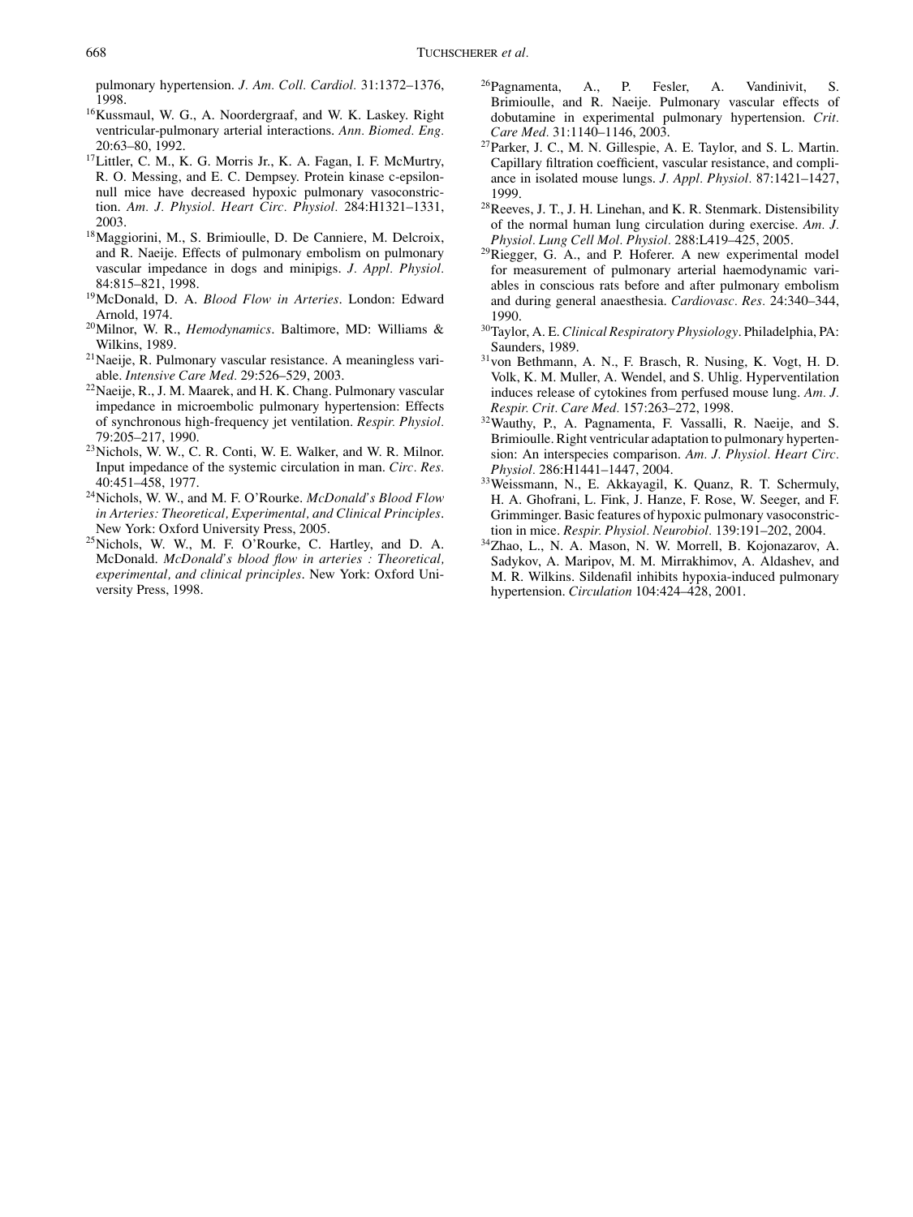pulmonary hypertension. *J. Am. Coll. Cardiol.* 31:1372–1376, 1998.

[16]Kussmaul, W. G., A. Noordergraaf, and W. K. Laskey. Right ventricular-pulmonary arterial interactions. *Ann. Biomed. Eng.* 20:63–80, 1992.

[17]Littler, C. M., K. G. Morris Jr., K. A. Fagan, I. F. McMurtry, R. O. Messing, and E. C. Dempsey. Protein kinase c-epsilon-null mice have decreased hypoxic pulmonary vasoconstriction. *Am. J. Physiol. Heart Circ. Physiol.* 284:H1321–1331, 2003.

[18]Maggiorini, M., S. Brimioulle, D. De Canniere, M. Delcroix, and R. Naeije. Effects of pulmonary embolism on pulmonary vascular impedance in dogs and minipigs. *J. Appl. Physiol.* 84:815–821, 1998.

[19]McDonald, D. A. *Blood Flow in Arteries*. London: Edward Arnold, 1974.

[20]Milnor, W. R., *Hemodynamics*. Baltimore, MD: Williams & Wilkins, 1989.

[21]Naeije, R. Pulmonary vascular resistance. A meaningless variable. *Intensive Care Med.* 29:526–529, 2003.

[22]Naeije, R., J. M. Maarek, and H. K. Chang. Pulmonary vascular impedance in microembolic pulmonary hypertension: Effects of synchronous high-frequency jet ventilation. *Respir. Physiol.* 79:205–217, 1990.

[23]Nichols, W. W., C. R. Conti, W. E. Walker, and W. R. Milnor. Input impedance of the systemic circulation in man. *Circ. Res.* 40:451–458, 1977.

[24]Nichols, W. W., and M. F. O'Rourke. *McDonald's Blood Flow in Arteries: Theoretical, Experimental, and Clinical Principles*. New York: Oxford University Press, 2005.

[25]Nichols, W. W., M. F. O'Rourke, C. Hartley, and D. A. McDonald. *McDonald's blood flow in arteries : Theoretical, experimental, and clinical principles*. New York: Oxford University Press, 1998.

[26]Pagnamenta, A., P. Fesler, A. Vandinivit, S. Brimioulle, and R. Naeije. Pulmonary vascular effects of dobutamine in experimental pulmonary hypertension. *Crit. Care Med.* 31:1140–1146, 2003.

[27]Parker, J. C., M. N. Gillespie, A. E. Taylor, and S. L. Martin. Capillary filtration coefficient, vascular resistance, and compliance in isolated mouse lungs. *J. Appl. Physiol.* 87:1421–1427, 1999.

[28]Reeves, J. T., J. H. Linehan, and K. R. Stenmark. Distensibility of the normal human lung circulation during exercise. *Am. J. Physiol. Lung Cell Mol. Physiol.* 288:L419–425, 2005.

[29]Riegger, G. A., and P. Hoferer. A new experimental model for measurement of pulmonary arterial haemodynamic variables in conscious rats before and after pulmonary embolism and during general anaesthesia. *Cardiovasc. Res.* 24:340–344, 1990.

[30]Taylor, A. E. *Clinical Respiratory Physiology*. Philadelphia, PA: Saunders, 1989.

[31]von Bethmann, A. N., F. Brasch, R. Nusing, K. Vogt, H. D. Volk, K. M. Muller, A. Wendel, and S. Uhlig. Hyperventilation induces release of cytokines from perfused mouse lung. *Am. J. Respir. Crit. Care Med.* 157:263–272, 1998.

[32]Wauthy, P., A. Pagnamenta, F. Vassalli, R. Naeije, and S. Brimioulle. Right ventricular adaptation to pulmonary hypertension: An interspecies comparison. *Am. J. Physiol. Heart Circ. Physiol.* 286:H1441–1447, 2004.

[33]Weissmann, N., E. Akkayagil, K. Quanz, R. T. Schermuly, H. A. Ghofrani, L. Fink, J. Hanze, F. Rose, W. Seeger, and F. Grimminger. Basic features of hypoxic pulmonary vasoconstriction in mice. *Respir. Physiol. Neurobiol.* 139:191–202, 2004.

[34]Zhao, L., N. A. Mason, N. W. Morrell, B. Kojonazarov, A. Sadykov, A. Maripov, M. M. Mirrakhimov, A. Aldashev, and M. R. Wilkins. Sildenafil inhibits hypoxia-induced pulmonary hypertension. *Circulation* 104:424–428, 2001.